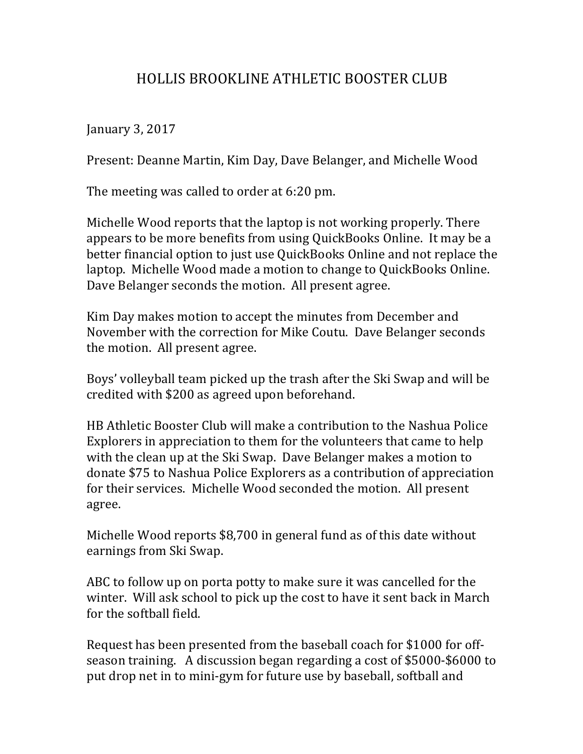# HOLLIS BROOKLINE ATHLETIC BOOSTER CLUB

January 3, 2017

Present: Deanne Martin, Kim Day, Dave Belanger, and Michelle Wood

The meeting was called to order at 6:20 pm.

Michelle Wood reports that the laptop is not working properly. There appears to be more benefits from using QuickBooks Online. It may be a better financial option to just use QuickBooks Online and not replace the laptop. Michelle Wood made a motion to change to QuickBooks Online. Dave Belanger seconds the motion. All present agree.

Kim Day makes motion to accept the minutes from December and November with the correction for Mike Coutu. Dave Belanger seconds the motion. All present agree.

Boys' volleyball team picked up the trash after the Ski Swap and will be credited with $200 as agreed upon beforehand.

HB Athletic Booster Club will make a contribution to the Nashua Police Explorers in appreciation to them for the volunteers that came to help with the clean up at the Ski Swap. Dave Belanger makes a motion to donate $75 to Nashua Police Explorers as a contribution of appreciation for their services. Michelle Wood seconded the motion. All present agree.

Michelle Wood reports $8,700 in general fund as of this date without earnings from Ski Swap.

ABC to follow up on porta potty to make sure it was cancelled for the winter. Will ask school to pick up the cost to have it sent back in March for the softball field.

Request has been presented from the baseball coach for $1000 for off-season training. A discussion began regarding a cost of $5000-$6000 to put drop net in to mini-gym for future use by baseball, softball and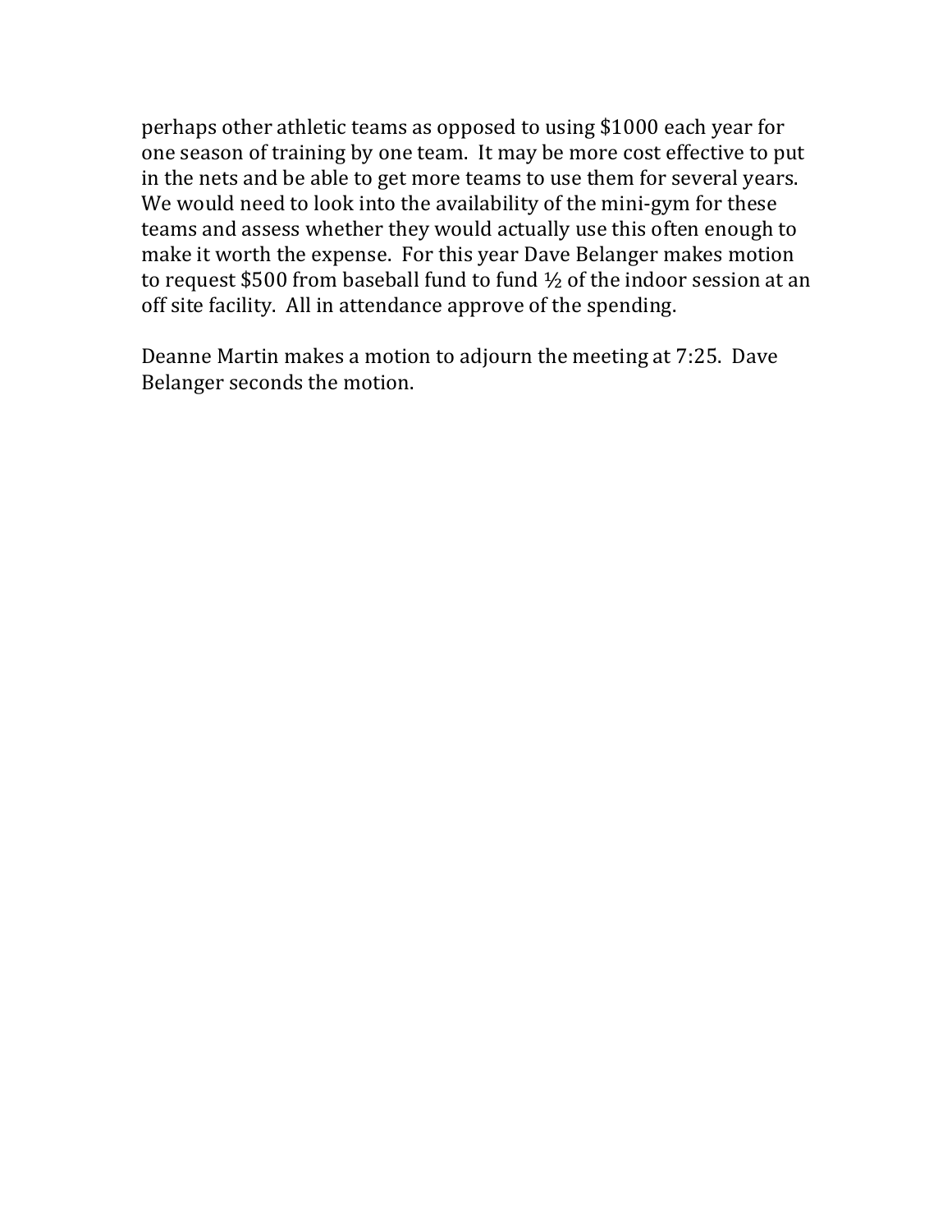perhaps other athletic teams as opposed to using $1000 each year for one season of training by one team. It may be more cost effective to put in the nets and be able to get more teams to use them for several years. We would need to look into the availability of the mini-gym for these teams and assess whether they would actually use this often enough to make it worth the expense. For this year Dave Belanger makes motion to request $500 from baseball fund to fund ½ of the indoor session at an off site facility. All in attendance approve of the spending.

Deanne Martin makes a motion to adjourn the meeting at 7:25. Dave Belanger seconds the motion.